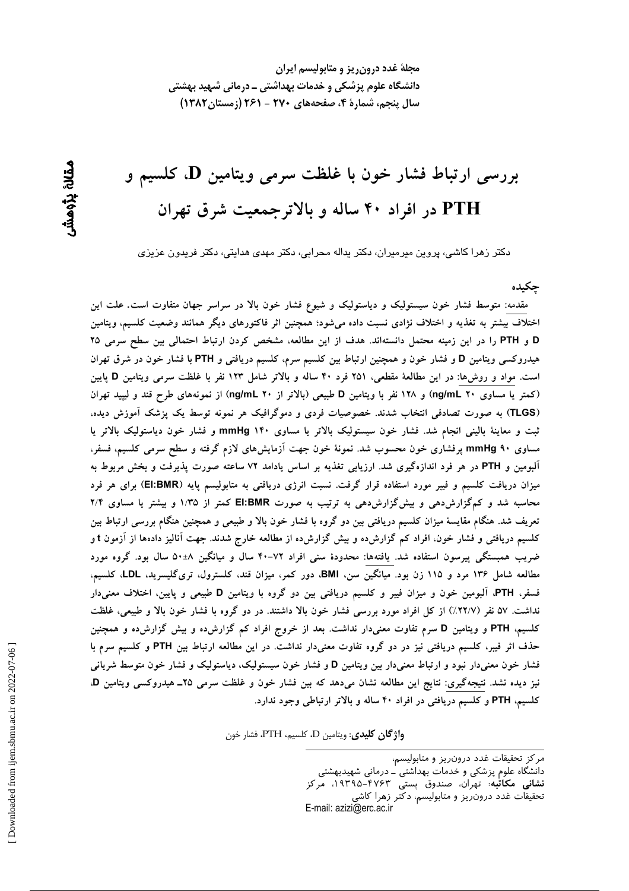مجلهٔ غدد درون‌ریز و متابولیسم ایران
دانشگاه علوم پزشکی و خدمات بهداشتی ـ درمانی شهید بهشتی
سال پنجم، شمارهٔ ۴، صفحه‌های ۲۷۰ - ۲۶۱ (زمستان ۱۳۸۲)

مقالهٔ پژوهشی

# بررسی ارتباط فشار خون با غلظت سرمی ویتامین D، کلسیم و PTH در افراد ۴۰ ساله و بالاترجمعیت شرق تهران

دکتر زهرا کاشی، پروین میرمیران، دکتر یداله محرابی، دکتر مهدی هدایتی، دکتر فریدون عزیزی

## چکیده

مقدمه: متوسط فشار خون سیستولیک و دیاستولیک و شیوع فشار خون بالا در سراسر جهان متفاوت است. علت این اختلاف بیشتر به تغذیه و اختلاف نژادی نسبت داده می‌شود؛ همچنین اثر فاکتورهای دیگر همانند وضعیت کلسیم، ویتامین D و PTH را در این زمینه محتمل دانسته‌اند. هدف از این مطالعه، مشخص کردن ارتباط احتمالی بین سطح سرمی ۲۵ هیدروکسی ویتامین D و فشار خون و همچنین ارتباط بین کلسیم سرم، کلسیم دریافتی و PTH با فشار خون در شرق تهران است. مواد و روش‌ها: در این مطالعهٔ مقطعی، ۲۵۱ فرد ۴۰ ساله و بالاتر شامل ۱۲۳ نفر با غلظت سرمی ویتامین D پایین (کمتر یا مساوی ۲۰ ng/mL) و ۱۲۸ نفر با ویتامین D طبیعی (بالاتر از ۲۰ ng/mL) از نمونه‌های طرح قند و لیپید تهران (TLGS) به صورت تصادفی انتخاب شدند. خصوصیات فردی و دموگرافیک هر نمونه توسط یک پزشک آموزش دیده، ثبت و معاینهٔ بالینی انجام شد. فشار خون سیستولیک بالاتر یا مساوی ۱۴۰ mmHg و فشار خون دیاستولیک بالاتر یا مساوی ۹۰ mmHg پرفشاری خون محسوب شد. نمونهٔ خون جهت آزمایش‌های لازم گرفته و سطح سرمی کلسیم، فسفر، آلبومین و PTH در هر فرد اندازه‌گیری شد. ارزیابی تغذیه بر اساس یادامد ۷۲ ساعته صورت پذیرفت و بخش مربوط به میزان دریافت کلسیم و فیبر مورد استفاده قرار گرفت. نسبت انرژی دریافتی به متابولیسم پایه (EI:BMR) برای هر فرد محاسبه شد و کم‌گزارش‌دهی و بیش‌گزارش‌دهی به ترتیب به صورت EI:BMR کمتر از ۱/۳۵ و بیشتر یا مساوی ۲/۴ تعریف شد. هنگام مقایسهٔ میزان کلسیم دریافتی بین دو گروه با فشار خون بالا و طبیعی و همچنین هنگام بررسی ارتباط بین کلسیم دریافتی و فشار خون، افراد کم گزارش‌ده و بیش گزارش‌ده از مطالعه خارج شدند. جهت آنالیز داده‌ها از آزمون t و ضریب همبستگی پیرسون استفاده شد. یافته‌ها: محدودهٔ سنی افراد ۷۲-۴۰ سال و میانگین ۸±۵۰ سال بود. گروه مورد مطالعه شامل ۱۳۶ مرد و ۱۱۵ زن بود. میانگین سن، BMI، دور کمر، میزان قند، کلسترول، تری‌گلیسرید، LDL، کلسیم، فسفر، PTH، آلبومین خون و میزان فیبر و کلسیم دریافتی بین دو گروه با ویتامین D طبیعی و پایین، اختلاف معنی‌دار نداشت. ۵۷ نفر (۲۲/۷٪) از کل افراد مورد بررسی فشار خون بالا داشتند. در دو گروه با فشار خون بالا و طبیعی، غلظت کلسیم، PTH و ویتامین D سرم تفاوت معنی‌دار نداشت. بعد از خروج افراد کم گزارش‌ده و بیش گزارش‌ده و همچنین حذف اثر فیبر، کلسیم دریافتی نیز در دو گروه تفاوت معنی‌دار نداشت. در این مطالعه ارتباط بین PTH و کلسیم سرم با فشار خون معنی‌دار نبود و ارتباط معنی‌دار بین ویتامین D و فشار خون سیستولیک، دیاستولیک و فشار خون متوسط شریانی نیز دیده نشد. نتیجه‌گیری: نتایج این مطالعه نشان می‌دهد که بین فشار خون و غلظت سرمی ۲۵ـ هیدروکسی ویتامین D، کلسیم، PTH و کلسیم دریافتی در افراد ۴۰ ساله و بالاتر ارتباطی وجود ندارد.

**واژگان کلیدی:** ویتامین D، کلسیم، PTH، فشار خون

---

مرکز تحقیقات غدد درون‌ریز و متابولیسم، دانشگاه علوم پزشکی و خدمات بهداشتی ـ درمانی شهیدبهشتی
**نشانی مکاتبه:** تهران، صندوق پستی ۴۷۶۳-۱۹۳۹۵، مرکز تحقیقات غدد درون‌ریز و متابولیسم، دکتر زهرا کاشی
E-mail: azizi@erc.ac.ir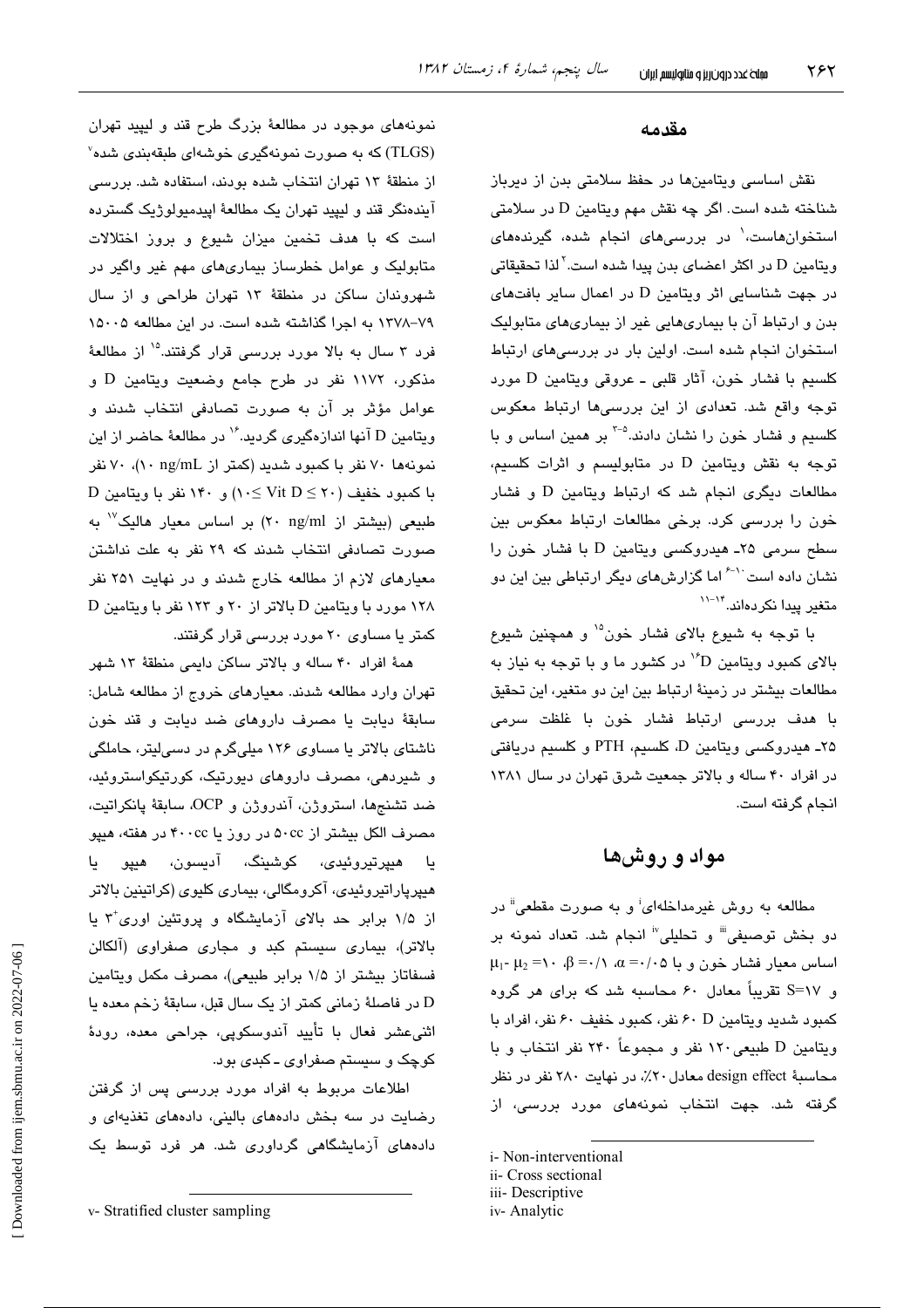## مقدمه

نقش اساسی ویتامین‌ها در حفظ سلامتی بدن از دیرباز شناخته شده است. اگر چه نقش مهم ویتامین D در سلامتی استخوان‌هاست،[۱] در بررسی‌های انجام شده، گیرنده‌های ویتامین D در اکثر اعضای بدن پیدا شده است.[۲] لذا تحقیقاتی در جهت شناسایی اثر ویتامین D در اعمال سایر بافت‌های بدن و ارتباط آن با بیماری‌هایی غیر از بیماری‌های متابولیک استخوان انجام شده است. اولین بار در بررسی‌های ارتباط کلسیم با فشار خون، آثار قلبی ـ عروقی ویتامین D مورد توجه واقع شد. تعدادی از این بررسی‌ها ارتباط معکوس کلسیم و فشار خون را نشان دادند.[۳-۵] بر همین اساس و با توجه به نقش ویتامین D در متابولیسم و اثرات کلسیم، مطالعات دیگری انجام شد که ارتباط ویتامین D و فشار خون را بررسی کرد. برخی مطالعات ارتباط معکوس بین سطح سرمی ۲۵- هیدروکسی ویتامین D با فشار خون را نشان داده است[۶-۱۰] اما گزارش‌های دیگر ارتباطی بین این دو متغیر پیدا نکرده‌اند.[۱۱-۱۴]

با توجه به شیوع بالای فشار خون[۱۵] و همچنین شیوع بالای کمبود ویتامین D[۱۶] در کشور ما و با توجه به نیاز به مطالعات بیشتر در زمینهٔ ارتباط بین این دو متغیر، این تحقیق با هدف بررسی ارتباط فشار خون با غلظت سرمی ۲۵- هیدروکسی ویتامین D، کلسیم، PTH و کلسیم دریافتی در افراد ۴۰ ساله و بالاتر جمعیت شرق تهران در سال ۱۳۸۱ انجام گرفته است.

## مواد و روش‌ها

مطالعه به روش غیرمداخله‌ای[i] و به صورت مقطعی[ii] در دو بخش توصیفی[iii] و تحلیلی[iv] انجام شد. تعداد نمونه بر اساس معیار فشار خون و با $\alpha = ۰/۰۵$، $\beta = ۰/۱$، $\mu_1 - \mu_2 = ۱۰$ و $S = ۱۷$ تقریباً معادل ۶۰ محاسبه شد که برای هر گروه کمبود شدید ویتامین D ۶۰ نفر، کمبود خفیف ۶۰ نفر، افراد با ویتامین D طبیعی ۱۲۰ نفر و مجموعاً ۲۴۰ نفر انتخاب و با محاسبهٔ design effect معادل ۲۰٪، در نهایت ۲۸۰ نفر در نظر گرفته شد. جهت انتخاب نمونه‌های مورد بررسی، از نمونه‌های موجود در مطالعهٔ بزرگ طرح قند و لیپید تهران (TLGS) که به صورت نمونه‌گیری خوشه‌ای طبقه‌بندی شده[v] از منطقهٔ ۱۳ تهران انتخاب شده بودند، استفاده شد. بررسی آینده‌نگر قند و لیپید تهران یک مطالعهٔ اپیدمیولوژیک گسترده است که با هدف تخمین میزان شیوع و بروز اختلالات متابولیک و عوامل خطرساز بیماری‌های مهم غیر واگیر در شهروندان ساکن در منطقهٔ ۱۳ تهران طراحی و از سال ۷۹-۱۳۷۸ به اجرا گذاشته شده است. در این مطالعه ۱۵۰۰۵ فرد ۳ سال به بالا مورد بررسی قرار گرفتند.[۱۵] از مطالعهٔ مذکور، ۱۱۷۲ نفر در طرح جامع وضعیت ویتامین D و عوامل مؤثر بر آن به صورت تصادفی انتخاب شدند و ویتامین D آنها اندازه‌گیری گردید.[۱۶] در مطالعهٔ حاضر از این نمونه‌ها ۷۰ نفر با کمبود شدید (کمتر از ۱۰ ng/mL)، ۷۰ نفر با کمبود خفیف ($۱۰ \leq \text{Vit D} \leq ۲۰$) و ۱۴۰ نفر با ویتامین D طبیعی (بیشتر از ۲۰ ng/ml) بر اساس معیار هالیک[۱۷] به صورت تصادفی انتخاب شدند که ۲۹ نفر به علت نداشتن معیارهای لازم از مطالعه خارج شدند و در نهایت ۲۵۱ نفر ۱۲۸ مورد با ویتامین D بالاتر از ۲۰ و ۱۲۳ نفر با ویتامین D کمتر یا مساوی ۲۰ مورد بررسی قرار گرفتند.

همهٔ افراد ۴۰ ساله و بالاتر ساکن دایمی منطقهٔ ۱۳ شهر تهران وارد مطالعه شدند. معیارهای خروج از مطالعه شامل: سابقهٔ دیابت یا مصرف داروهای ضد دیابت و قند خون ناشتای بالاتر یا مساوی ۱۲۶ میلی‌گرم در دسی‌لیتر، حاملگی و شیردهی، مصرف داروهای دیورتیک، کورتیکواستروئید، ضد تشنج‌ها، استروژن، آندروژن و OCP، سابقهٔ پانکراتیت، مصرف الکل بیشتر از ۵۰cc در روز یا ۴۰۰cc در هفته، هیپو یا هیپرتیروئیدی، کوشینگ، آدیسون، هیپو یا هیپرپاراتیروئیدی، آکرومگالی، بیماری کلیوی (کراتینین بالاتر از ۱/۵ برابر حد بالای آزمایشگاه و پروتئین اوری $۳^+$ یا بالاتر)، بیماری سیستم کبد و مجاری صفراوی (آلکالن فسفاتاز بیشتر از ۱/۵ برابر طبیعی)، مصرف مکمل ویتامین D در فاصلهٔ زمانی کمتر از یک سال قبل، سابقهٔ زخم معده یا اثنی‌عشر فعال با تأیید آندوسکوپی، جراحی معده، رودهٔ کوچک و سیستم صفراوی ـ کبدی بود.

اطلاعات مربوط به افراد مورد بررسی پس از گرفتن رضایت در سه بخش داده‌های بالینی، داده‌های تغذیه‌ای و داده‌های آزمایشگاهی گردآوری شد. هر فرد توسط یک

---

i- Non-interventional
ii- Cross sectional
iii- Descriptive
iv- Analytic

v- Stratified cluster sampling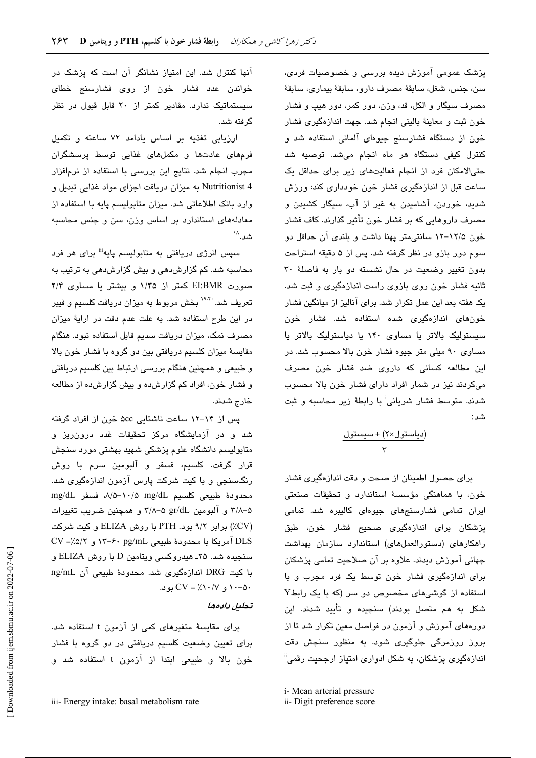پزشک عمومی آموزش دیده بررسی و خصوصیات فردی، سن، جنس، شغل، سابقهٔ مصرف دارو، سابقهٔ بیماری، سابقهٔ مصرف سیگار و الکل، قد، وزن، دور کمر، دور هیپ و فشار خون ثبت و معاینهٔ بالینی انجام شد. جهت اندازه‌گیری فشار خون از دستگاه فشارسنج جیوه‌ای آلمانی استفاده شد و کنترل کیفی دستگاه هر ماه انجام می‌شد. توصیه شد حتی‌الامکان فرد از انجام فعالیت‌های زیر برای حداقل یک ساعت قبل از اندازه‌گیری فشار خون خودداری کند: ورزش شدید، خوردن، آشامیدن به غیر از آب، سیگار کشیدن و مصرف داروهایی که بر فشار خون تأثیر گذارند. کاف فشار خون ۱۲/۵-۱۲ سانتی‌متر پهنا داشت و بلندی آن حداقل دو سوم دور بازو در نظر گرفته شد. پس از ۵ دقیقه استراحت بدون تغییر وضعیت در حال نشسته دو بار به فاصلهٔ ۳۰ ثانیه فشار خون روی بازوی راست اندازه‌گیری و ثبت شد. یک هفته بعد این عمل تکرار شد. برای آنالیز از میانگین فشار خون‌های اندازه‌گیری شده استفاده شد. فشار خون سیستولیک بالاتر یا مساوی ۱۴۰ یا دیاستولیک بالاتر یا مساوی ۹۰ میلی متر جیوه فشار خون بالا محسوب شد. در این مطالعه کسانی که داروی ضد فشار خون مصرف می‌کردند نیز در شمار افراد دارای فشار خون بالا محسوب شدند. متوسط فشار شریانی[i] با رابطهٔ زیر محاسبه و ثبت شد:

$$\frac{(\text{دیاستول} \times ۲) + \text{سیستول}}{۳}$$

برای حصول اطمینان از صحت و دقت اندازه‌گیری فشار خون، با هماهنگی مؤسسهٔ استاندارد و تحقیقات صنعتی ایران تمامی فشارسنج‌های جیوه‌ای کالیبره شد. تمامی پزشکان برای اندازه‌گیری صحیح فشار خون، طبق راهکارهای (دستورالعمل‌های) استاندارد سازمان بهداشت جهانی آموزش دیدند. علاوه بر آن صلاحیت تمامی پزشکان برای اندازه‌گیری فشار خون توسط یک فرد مجرب و با استفاده از گوشی‌های مخصوص دو سر (که با یک رابط Y شکل به هم متصل بودند) سنجیده و تأیید شدند. این دوره‌های آموزش و آزمون در فواصل معین تکرار شد تا از بروز روزمرگی جلوگیری شود. به منظور سنجش دقت اندازه‌گیری پزشکان، به شکل ادواری امتیاز ارجحیت رقمی[ii] آنها کنترل شد. این امتیاز نشانگر آن است که پزشک در خواندن عدد فشار خون از روی فشارسنج خطای سیستماتیک ندارد. مقادیر کمتر از ۲۰ قابل قبول در نظر گرفته شد.

ارزیابی تغذیه بر اساس یادامد ۷۲ ساعته و تکمیل فرم‌های عادت‌ها و مکمل‌های غذایی توسط پرسشگران مجرب انجام شد. نتایج این بررسی با استفاده از نرم‌افزار Nutritionist 4 به میزان دریافت اجزای مواد غذایی تبدیل و وارد بانک اطلاعاتی شد. میزان متابولیسم پایه با استفاده از معادله‌های استاندارد بر اساس وزن، سن و جنس محاسبه شد.[18]

سپس انرژی دریافتی به متابولیسم پایه[iii] برای هر فرد محاسبه شد. کم گزارش‌دهی و بیش گزارش‌دهی به ترتیب به صورت EI:BMR کمتر از ۱/۳۵ و بیشتر یا مساوی ۲/۴ تعریف شد.[19,20] بخش مربوط به میزان دریافت کلسیم و فیبر در این طرح استفاده شد. به علت عدم دقت در ارائهٔ میزان مصرف نمک، میزان دریافت سدیم قابل استفاده نبود. هنگام مقایسهٔ میزان کلسیم دریافتی بین دو گروه با فشار خون بالا و طبیعی و همچنین هنگام بررسی ارتباط بین کلسیم دریافتی و فشار خون، افراد کم گزارش‌ده و بیش گزارش‌ده از مطالعه خارج شدند.

پس از ۱۴-۱۲ ساعت ناشتایی 5cc خون از افراد گرفته شد و در آزمایشگاه مرکز تحقیقات غدد درون‌ریز و متابولیسم دانشگاه علوم پزشکی شهید بهشتی مورد سنجش قرار گرفت. کلسیم، فسفر و آلبومین سرم با روش رنگ‌سنجی و با کیت شرکت پارس آزمون اندازه‌گیری شد. محدودهٔ طبیعی کلسیم mg/dL ۱۰/۵-۸/۵، فسفر mg/dL ۵-۳/۸ و آلبومین gr/dL ۵-۳/۸ و همچنین ضریب تغییرات (CV٪) برابر ۹/۲ بود. PTH با روش ELIZA و کیت شرکت DLS آمریکا با محدودهٔ طبیعی pg/mL ۶۰-۱۳ و CV =٪۵/۲ سنجیده شد. ۲۵ـ هیدروکسی ویتامین D با روش ELIZA و با کیت DRG اندازه‌گیری شد. محدودهٔ طبیعی آن ng/mL ۵۰-۱۰ و CV = ٪۱۰/۷ بود.

### تحلیل داده‌ها

برای مقایسهٔ متغیرهای کمی از آزمون t استفاده شد. برای تعیین وضعیت کلسیم دریافتی در دو گروه با فشار خون بالا و طبیعی ابتدا از آزمون t استفاده شد و

---

i- Mean arterial pressure

ii- Digit preference score

iii- Energy intake: basal metabolism rate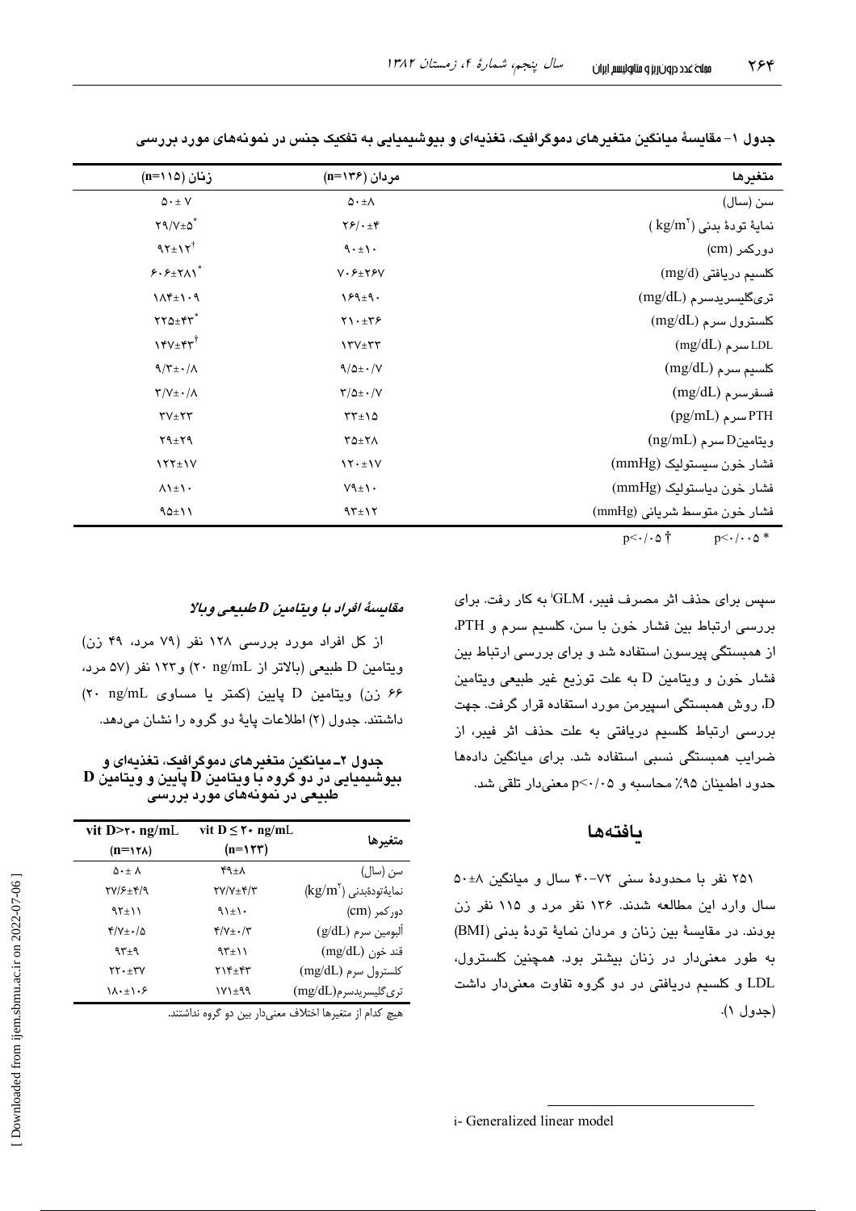جدول ۱- مقایسهٔ میانگین متغیرهای دموگرافیک، تغذیه‌ای و بیوشیمیایی به تفکیک جنس در نمونه‌های مورد بررسی

| متغیرها | مردان (n=۱۳۶) | زنان (n=۱۱۵) |
|---|---|---|
| سن (سال) | ۵۰±۸ | ۵۰± ۷ |
| نمایهٔ تودهٔ بدنی ($kg/m^2$) | ۲۶/۰±۴ | ۲۹/۷±۵* |
| دورکمر (cm) | ۹۰±۱۰ | ۹۲±۱۲† |
| کلسیم دریافتی (mg/d) | ۷۰۶±۲۶۷ | ۶۰۶±۲۸۱* |
| تری‌گلیسریدسرم (mg/dL) | ۱۶۹±۹۰ | ۱۸۴±۱۰۹ |
| کلسترول سرم (mg/dL) | ۲۱۰±۳۶ | ۲۲۵±۴۳* |
| LDL سرم (mg/dL) | ۱۳۷±۳۳ | ۱۴۷±۴۳† |
| کلسیم سرم (mg/dL) | ۹/۵±۰/۷ | ۹/۳±۰/۸ |
| فسفرسرم (mg/dL) | ۳/۵±۰/۷ | ۳/۷±۰/۸ |
| PTH سرم (pg/mL) | ۳۳±۱۵ | ۳۷±۲۳ |
| ویتامینD سرم (ng/mL) | ۳۵±۲۸ | ۲۹±۲۹ |
| فشار خون سیستولیک (mmHg) | ۱۲۰±۱۷ | ۱۲۲±۱۷ |
| فشار خون دیاستولیک (mmHg) | ۷۹±۱۰ | ۸۱±۱۰ |
| فشار خون متوسط شریانی (mmHg) | ۹۳±۱۲ | ۹۵±۱۱ |

* $p<0/005$ † $p<0/05$

سپس برای حذف اثر مصرف فیبر، GLM[i] به کار رفت. برای بررسی ارتباط بین فشار خون با سن، کلسیم سرم و PTH، از همبستگی پیرسون استفاده شد و برای بررسی ارتباط بین فشار خون و ویتامین D به علت توزیع غیر طبیعی ویتامین D، روش همبستگی اسپیرمن مورد استفاده قرار گرفت. جهت بررسی ارتباط کلسیم دریافتی به علت حذف اثر فیبر، از ضرایب همبستگی نسبی استفاده شد. برای میانگین داده‌ها حدود اطمینان ۹۵٪ محاسبه و $p<0/05$ معنی‌دار تلقی شد.

## یافته‌ها

۲۵۱ نفر با محدودهٔ سنی ۷۲-۴۰ سال و میانگین ۸±۵۰ سال وارد این مطالعه شدند. ۱۳۶ نفر مرد و ۱۱۵ نفر زن بودند. در مقایسهٔ بین زنان و مردان نمایهٔ تودهٔ بدنی (BMI) به طور معنی‌دار در زنان بیشتر بود. همچنین کلسترول، LDL و کلسیم دریافتی در دو گروه تفاوت معنی‌دار داشت (جدول ۱).

### *مقایسهٔ افراد با ویتامین D طبیعی وبالا*

از کل افراد مورد بررسی ۱۲۸ نفر (۷۹ مرد، ۴۹ زن) ویتامین D طبیعی (بالاتر از ۲۰ ng/mL) و ۱۲۳ نفر (۵۷ مرد، ۶۶ زن) ویتامین D پایین (کمتر یا مساوی ۲۰ ng/mL) داشتند. جدول (۲) اطلاعات پایهٔ دو گروه را نشان می‌دهد.

جدول ۲ـ میانگین متغیرهای دموگرافیک، تغذیه‌ای و بیوشیمیایی در دو گروه با ویتامین D پایین و ویتامین D طبیعی در نمونه‌های مورد بررسی

| متغیرها | vit D ≤ ۲۰ ng/mL (n=۱۲۳) | vit D>۲۰ ng/mL (n=۱۲۸) |
|---|---|---|
| سن (سال) | ۴۹±۸ | ۵۰± ۸ |
| نمایهٔتودهٔبدنی ($kg/m^2$) | ۲۷/۷±۴/۳ | ۲۷/۶±۴/۹ |
| دورکمر (cm) | ۹۱±۱۰ | ۹۲±۱۱ |
| آلبومین سرم (g/dL) | ۴/۷±۰/۳ | ۴/۷±۰/۵ |
| قند خون (mg/dL) | ۹۳±۱۱ | ۹۳±۹ |
| کلسترول سرم (mg/dL) | ۲۱۴±۴۳ | ۲۲۰±۳۷ |
| تری‌گلیسریدسرم(mg/dL) | ۱۷۱±۹۹ | ۱۸۰±۱۰۶ |

هیچ کدام از متغیرها اختلاف معنی‌دار بین دو گروه نداشتند.

i- Generalized linear model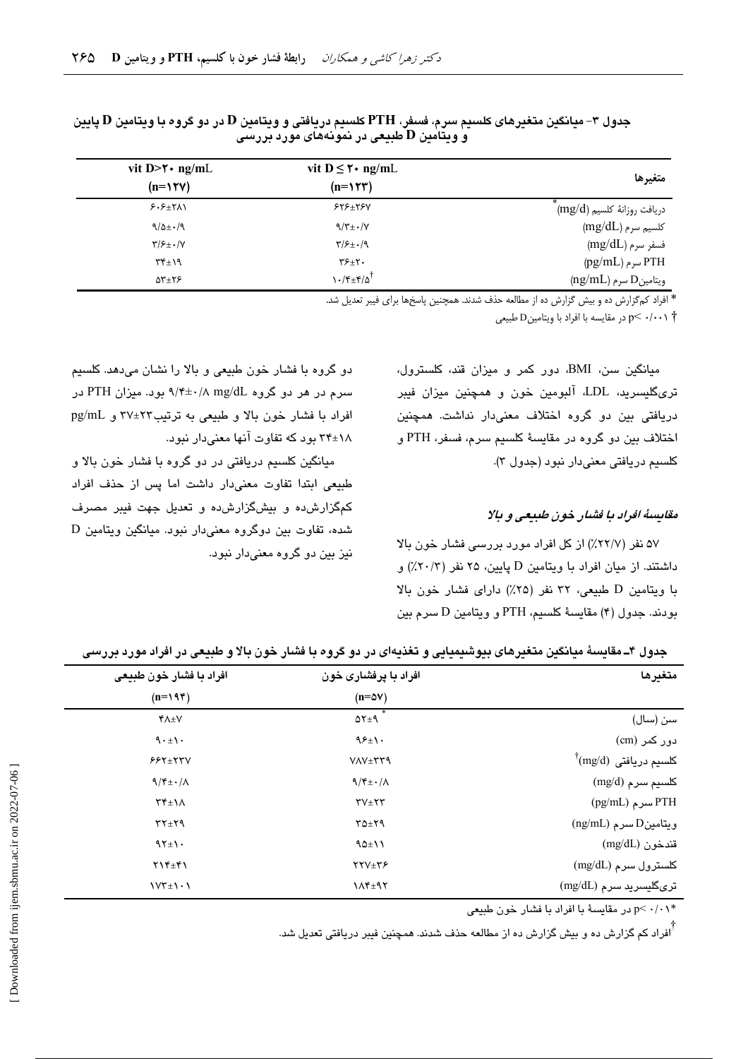جدول ۳- میانگین متغیرهای کلسیم سرم، فسفر، PTH کلسیم دریافتی و ویتامین D در دو گروه با ویتامین D پایین و ویتامین D طبیعی در نمونه‌های مورد بررسی

| متغیرها | vit D ≤ ۲۰ ng/mL (n=۱۲۳) | vit D>۲۰ ng/mL (n=۱۲۷) |
|---|---|---|
| دریافت روزانهٔ کلسیم (mg/d)* | ۶۲۶±۲۶۷ | ۶۰۶±۲۸۱ |
| کلسیم سرم (mg/dL) | ۹/۳±۰/۷ | ۹/۵±۰/۹ |
| فسفر سرم (mg/dL) | ۳/۶±۰/۹ | ۳/۶±۰/۷ |
| PTH سرم (pg/mL) | ۳۶±۲۰ | ۳۴±۱۹ |
| ویتامینD سرم (ng/mL) | ۱۰/۴±۴/۵† | ۵۳±۲۶ |

* افراد کم‌گزارش ده و بیش گزارش ده از مطالعه حذف شدند. همچنین پاسخ‌ها برای فیبر تعدیل شد.

† p< ۰/۰۰۱ در مقایسه با افراد با ویتامینD طبیعی

میانگین سن، BMI، دور کمر و میزان قند، کلسترول، تری‌گلیسرید، LDL، آلبومین خون و همچنین میزان فیبر دریافتی بین دو گروه اختلاف معنی‌دار نداشت. همچنین اختلاف بین دو گروه در مقایسهٔ کلسیم سرم، فسفر، PTH و کلسیم دریافتی معنی‌دار نبود (جدول ۳).

### مقایسهٔ افراد با فشار خون طبیعی و بالا

۵۷ نفر (۲۲/۷٪) از کل افراد مورد بررسی فشار خون بالا داشتند. از میان افراد با ویتامین D پایین، ۲۵ نفر (۲۰/۳٪) و با ویتامین D طبیعی، ۳۲ نفر (۲۵٪) دارای فشار خون بالا بودند. جدول (۴) مقایسهٔ کلسیم، PTH و ویتامین D سرم بین دو گروه با فشار خون طبیعی و بالا را نشان می‌دهد. کلسیم سرم در هر دو گروه ۹/۴±۰/۸ mg/dL بود. میزان PTH در افراد با فشار خون بالا و طبیعی به ترتیب۳۷±۲۳ و pg/mL ۳۴±۱۸ بود که تفاوت آنها معنی‌دار نبود.

میانگین کلسیم دریافتی در دو گروه با فشار خون بالا و طبیعی ابتدا تفاوت معنی‌دار داشت اما پس از حذف افراد کم‌گزارش‌ده و بیش‌گزارش‌ده و تعدیل جهت فیبر مصرف شده، تفاوت بین دوگروه معنی‌دار نبود. میانگین ویتامین D نیز بین دو گروه معنی‌دار نبود.

جدول ۴ـ مقایسهٔ میانگین متغیرهای بیوشیمیایی و تغذیه‌ای در دو گروه با فشار خون بالا و طبیعی در افراد مورد بررسی

| متغیرها | افراد با پرفشاری خون (n=۵۷) | افراد با فشار خون طبیعی (n=۱۹۴) |
|---|---|---|
| سن (سال) | ۵۲±۹ * | ۴۸±۷ |
| دور کمر (cm) | ۹۶±۱۰ | ۹۰±۱۰ |
| کلسیم دریافتی (mg/d)† | ۷۸۷±۳۳۹ | ۶۶۲±۲۳۷ |
| کلسیم سرم (mg/d) | ۹/۴±۰/۸ | ۹/۴±۰/۸ |
| PTH سرم (pg/mL) | ۳۷±۲۳ | ۳۴±۱۸ |
| ویتامینD سرم (ng/mL) | ۳۵±۲۹ | ۳۲±۲۹ |
| قندخون (mg/dL) | ۹۵±۱۱ | ۹۲±۱۰ |
| کلسترول سرم (mg/dL) | ۲۲۷±۳۶ | ۲۱۴±۴۱ |
| تری‌گلیسرید سرم (mg/dL) | ۱۸۴±۹۲ | ۱۷۳±۱۰۱ |

* p< ۰/۰۱ در مقایسهٔ با افراد با فشار خون طبیعی

† افراد کم گزارش ده و بیش گزارش ده از مطالعه حذف شدند. همچنین فیبر دریافتی تعدیل شد.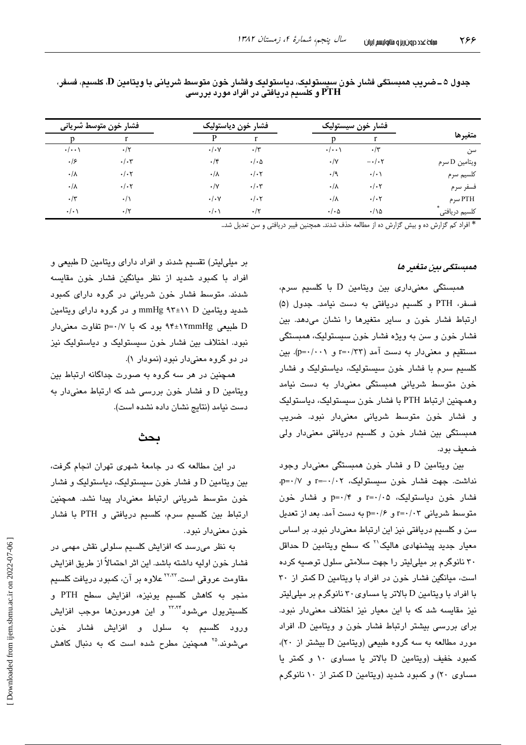جدول ۵ ـ ضریب همبستگی فشار خون سیستولیک، دیاستولیک وفشار خون متوسط شریانی با ویتامین D، کلسیم، فسفر، PTH و کلسیم دریافتی در افراد مورد بررسی

| متغیرها | فشار خون سیستولیک | | فشار خون دیاستولیک | | فشار خون متوسط شریانی | |
|---|---|---|---|---|---|---|
| | r | p | r | P | r | p |
| سن | ۰/۳ | ۰/۰۰۱ | ۰/۳ | ۰/۰۷ | ۰/۲ | ۰/۰۰۱ |
| ویتامین D سرم | ۰/۰۲- | ۰/۷ | ۰/۰۵ | ۰/۴ | ۰/۰۳ | ۰/۶ |
| کلسیم سرم | ۰/۰۱ | ۰/۹ | ۰/۰۲ | ۰/۸ | ۰/۰۲ | ۰/۸ |
| فسفر سرم | ۰/۰۲ | ۰/۸ | ۰/۰۳ | ۰/۷ | ۰/۰۲ | ۰/۸ |
| PTH سرم | ۰/۰۲ | ۰/۸ | ۰/۰۲ | ۰/۰۷ | ۰/۱ | ۰/۳ |
| کلسیم دریافتی* | ۰/۱۵ | ۰/۰۵ | ۰/۲ | ۰/۰۱ | ۰/۲ | ۰/۰۱ |

* افراد کم گزارش ده و بیش گزارش ده از مطالعه حذف شدند. همچنین فیبر دریافتی و سن تعدیل شد.

#### *همبستگی بین متغیر ها*

همبستگی معنی‌داری بین ویتامین D با کلسیم سرم، فسفر، PTH و کلسیم دریافتی به دست نیامد. جدول (۵) ارتباط فشار خون و سایر متغیرها را نشان می‌دهد. بین فشار خون و سن به ویژه فشار خون سیستولیک، همبستگی مستقیم و معنی‌دار به دست آمد (r=۰/۳۳ و p=۰/۰۰۱). بین کلسیم سرم با فشار خون سیستولیک، دیاستولیک و فشار خون متوسط شریانی همبستگی معنی‌دار به دست نیامد وهمچنین ارتباط PTH با فشار خون سیستولیک، دیاستولیک و فشار خون متوسط شریانی معنی‌دار نبود. ضریب همبستگی بین فشار خون و کلسیم دریافتی معنی‌دار ولی ضعیف بود.

بین ویتامین D و فشار خون همبستگی معنی‌دار وجود نداشت. جهت فشار خون سیستولیک، r=-۰/۰۲ و p=۰/۷، فشار خون دیاستولیک، r=۰/۰۵ و p=۰/۴ و فشار خون متوسط شریانی r=۰/۰۳ و p=۰/۶ به دست آمد. بعد از تعدیل سن و کلسیم دریافتی نیز این ارتباط معنی‌دار نبود. بر اساس معیار جدید پیشنهادی هالیک[21] که سطح ویتامین D حداقل ۳۰ نانوگرم بر میلی‌لیتر را جهت سلامتی سلول توصیه کرده است، میانگین فشار خون در افراد با ویتامین D کمتر از ۳۰ با افراد با ویتامین D بالاتر یا مساوی ۳۰ نانوگرم بر میلی‌لیتر نیز مقایسه شد که با این معیار نیز اختلاف معنی‌دار نبود. برای بررسی بیشتر ارتباط فشار خون و ویتامین D، افراد مورد مطالعه به سه گروه طبیعی (ویتامین D بیشتر از ۲۰)، کمبود خفیف (ویتامین D بالاتر یا مساوی ۱۰ و کمتر یا مساوی ۲۰) و کمبود شدید (ویتامین D کمتر از ۱۰ نانوگرم بر میلی‌لیتر) تقسیم شدند و افراد دارای ویتامین D طبیعی و افراد با کمبود شدید از نظر میانگین فشار خون مقایسه شدند. متوسط فشار خون شریانی در گروه دارای کمبود شدید ویتامین D ۹۳±۱۱ mmHg و در گروه دارای ویتامین D طبیعی ۹۴±۱۲mmHg بود که با p=۰/۷ تفاوت معنی‌دار نبود. اختلاف بین فشار خون سیستولیک و دیاستولیک نیز در دو گروه معنی‌دار نبود (نمودار ۱).

همچنین در هر سه گروه به صورت جداگانه ارتباط بین ویتامین D و فشار خون بررسی شد که ارتباط معنی‌دار به دست نیامد (نتایج نشان داده نشده است).

## بحث

در این مطالعه که در جامعهٔ شهری تهران انجام گرفت، بین ویتامین D و فشار خون سیستولیک، دیاستولیک و فشار خون متوسط شریانی ارتباط معنی‌داری پیدا نشد. همچنین ارتباط بین کلسیم سرم، کلسیم دریافتی و PTH با فشار خون معنی‌دار نبود.

به نظر می‌رسد که افزایش کلسیم سلولی نقش مهمی در فشار خون اولیه داشته باشد. این اثر احتمالاً از طریق افزایش مقاومت عروقی است.[22،23] علاوه بر آن، کمبود دریافت کلسیم منجر به کاهش کلسیم یونیزه، افزایش سطح PTH و کلسیتریول می‌شود[23،24] و این هورمون‌ها موجب افزایش ورود کلسیم به سلول و افزایش فشار خون می‌شوند.[25] همچنین مطرح شده است که به دنبال کاهش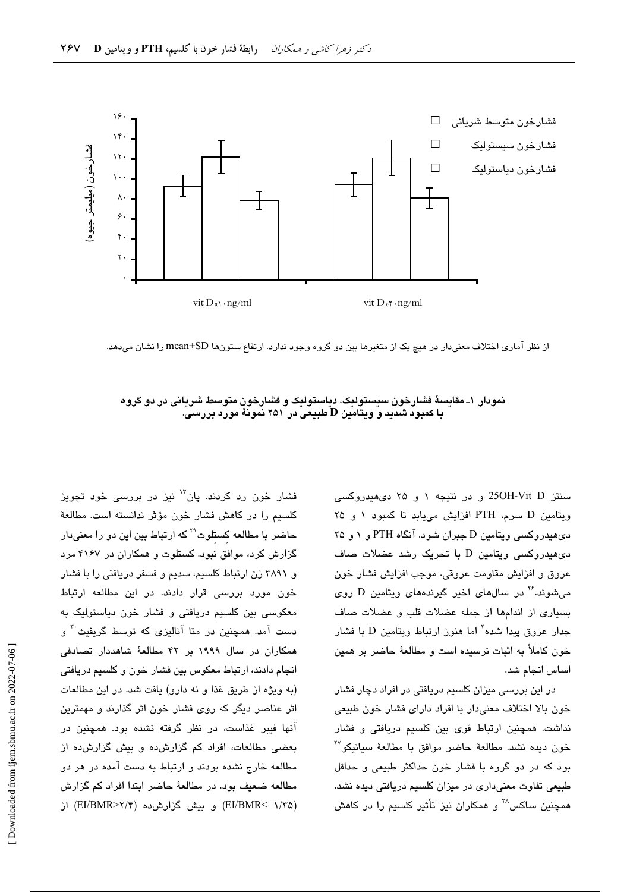فشارخون متوسط شریانی
فشارخون سیستولیک
فشارخون دیاستولیک

فشارخون (میلیمتر جیوه)

vit D<۱۰ng/ml &nbsp;&nbsp;&nbsp;&nbsp;&nbsp;&nbsp; vit D>۲۰ng/ml

از نظر آماری اختلاف معنی‌دار در هیچ یک از متغیرها بین دو گروه وجود ندارد. ارتفاع ستون‌ها mean±SD را نشان می‌دهد.

**نمودار ۱- مقایسهٔ فشارخون سیستولیک، دیاستولیک و فشارخون متوسط شریانی در دو گروه با کمبود شدید و ویتامین D طبیعی در ۲۵۱ نمونهٔ مورد بررسی.**

سنتز 25OH-Vit D و در نتیجه ۱ و ۲۵ دی‌هیدروکسی ویتامین D سرم، PTH افزایش می‌یابد تا کمبود ۱ و ۲۵ دی‌هیدروکسی ویتامین D جبران شود. آنگاه PTH و ۱ و ۲۵ دی‌هیدروکسی ویتامین D با تحریک رشد عضلات صاف عروق و افزایش مقاومت عروقی، موجب افزایش فشار خون می‌شوند.[۲۶] در سال‌های اخیر گیرنده‌های ویتامین D روی بسیاری از اندام‌ها از جمله عضلات قلب و عضلات صاف جدار عروق پیدا شده[۲] اما هنوز ارتباط ویتامین D با فشار خون کاملاً به اثبات نرسیده است و مطالعهٔ حاضر بر همین اساس انجام شد.

در این بررسی میزان کلسیم دریافتی در افراد دچار فشار خون بالا اختلاف معنی‌دار با افراد دارای فشار خون طبیعی نداشت. همچنین ارتباط قوی بین کلسیم دریافتی و فشار خون دیده نشد. مطالعهٔ حاضر موافق با مطالعهٔ سیانیکو[۲۷] بود که در دو گروه با فشار خون حداکثر طبیعی و حداقل طبیعی تفاوت معنی‌داری در میزان کلسیم دریافتی دیده نشد. همچنین ساکس[۲۸] و همکاران نیز تأثیر کلسیم را در کاهش فشار خون رد کردند. پان[۱۳] نیز در بررسی خود تجویز کلسیم را در کاهش فشار خون مؤثر ندانسته است. مطالعهٔ حاضر با مطالعه کِستلوت[۲۹] که ارتباط بین این دو را معنی‌دار گزارش کرد، موافق نبود. کستلوت و همکاران در ۴۱۶۷ مرد و ۳۸۹۱ زن ارتباط کلسیم، سدیم و فسفر دریافتی را با فشار خون مورد بررسی قرار دادند. در این مطالعه ارتباط معکوسی بین کلسیم دریافتی و فشار خون دیاستولیک به دست آمد. همچنین در متا آنالیزی که توسط گریفیث[۳۰] و همکاران در سال ۱۹۹۹ بر ۴۲ مطالعهٔ شاهددار تصادفی انجام دادند، ارتباط معکوس بین فشار خون و کلسیم دریافتی (به ویژه از طریق غذا و نه دارو) یافت شد. در این مطالعات اثر عناصر دیگر که روی فشار خون اثر گذارند و مهمترین آنها فیبر غذاست، در نظر گرفته نشده بود. همچنین در بعضی مطالعات، افراد کم گزارش‌ده و بیش گزارش‌ده از مطالعه خارج نشده بودند و ارتباط به دست آمده در هر دو مطالعه ضعیف بود. در مطالعهٔ حاضر ابتدا افراد کم گزارش (EI/BMR< ۱/۳۵) و بیش گزارش‌ده (EI/BMR>۲/۴) از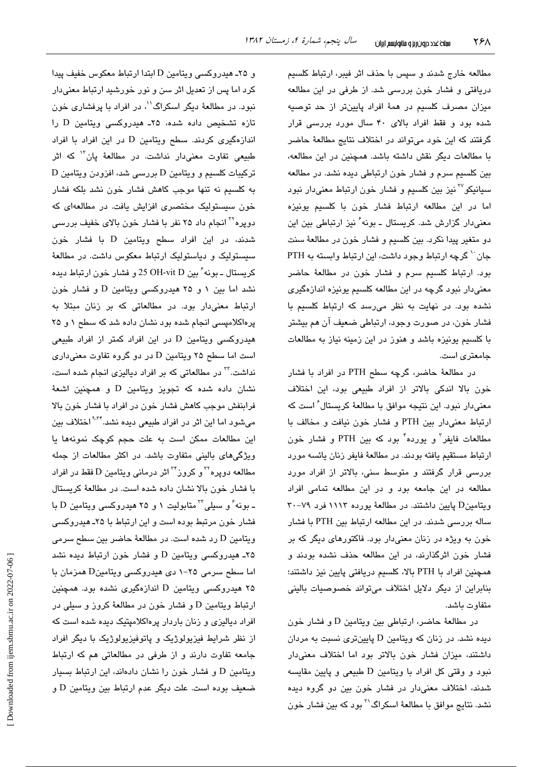مطالعه خارج شدند و سپس با حذف اثر فیبر، ارتباط کلسیم دریافتی و فشار خون بررسی شد. از طرفی در این مطالعه میزان مصرف کلسیم در همهٔ افراد پایین‌تر از حد توصیه شده بود و فقط افراد بالای ۴۰ سال مورد بررسی قرار گرفتند که این خود می‌تواند در اختلاف نتایج مطالعهٔ حاضر با مطالعات دیگر نقش داشته باشد. همچنین در این مطالعه، بین کلسیم سرم و فشار خون ارتباطی دیده نشد. در مطالعه سیانیکو[۲۷] نیز بین کلسیم و فشار خون ارتباط معنی‌دار نبود اما در این مطالعه ارتباط فشار خون با کلسیم یونیزه معنی‌دار گزارش شد. کریستال ـ بونه[۶] نیز ارتباطی بین این دو متغیر پیدا نکرد. بین کلسیم و فشار خون در مطالعهٔ سنت جان[۱۰] گرچه ارتباط وجود داشت، این ارتباط وابسته به PTH بود. ارتباط کلسیم سرم و فشار خون در مطالعهٔ حاضر معنی‌دار نبود گرچه در این مطالعه کلسیم یونیزه اندازه‌گیری نشده بود. در نهایت به نظر می‌رسد که ارتباط کلسیم با فشار خون، در صورت وجود، ارتباطی ضعیف آن هم بیشتر با کلسیم یونیزه باشد و هنوز در این زمینه نیاز به مطالعات جامع‌تری است.

در مطالعهٔ حاضر، گرچه سطح PTH در افراد با فشار خون بالا اندکی بالاتر از افراد طبیعی بود، این اختلاف معنی‌دار نبود. این نتیجه موافق با مطالعهٔ کریستال[۶] است که ارتباط معنی‌داری بین PTH و فشار خون نیافت و مخالف با مطالعات فایفر[۳] و یورده[۴] بود که بین PTH و فشار خون ارتباط مستقیم یافته بودند. در مطالعهٔ فایفر زنان یائسه مورد بررسی قرار گرفتند و متوسط سنی، بالاتر از افراد مورد مطالعه در این جامعه بود و در این مطالعه تمامی افراد ویتامینD پایین داشتند. در مطالعهٔ یورده ۱۱۱۳ فرد ۷۹-۳۰ ساله بررسی شدند. در این مطالعه ارتباط بین PTH با فشار خون به ویژه در زنان معنی‌دار بود. فاکتورهای دیگر که بر فشار خون اثرگذارند، در این مطالعه حذف نشده بودند و همچنین افراد با PTH بالا، کلسیم دریافتی پایین نیز داشتند؛ بنابراین از دیگر دلایل اختلاف می‌تواند خصوصیات بالینی متفاوت باشد.

در مطالعهٔ حاضر، ارتباطی بین ویتامین D و فشار خون دیده نشد. در زنان که ویتامین D پایین‌تری نسبت به مردان داشتند، میزان فشار خون بالاتر بود اما اختلاف معنی‌دار نبود و وقتی کل افراد با ویتامین D طبیعی و پایین مقایسه شدند، اختلاف معنی‌دار در فشار خون بین دو گروه دیده نشد. نتایج موافق با مطالعهٔ اسکراگ[۲۱] بود که بین فشار خون و ۲۵ـ هیدروکسی ویتامین D ابتدا ارتباط معکوس خفیف پیدا کرد اما پس از تعدیل اثر سن و نور خورشید ارتباط معنی‌دار نبود. در مطالعهٔ دیگر اسکراگ[۱۱]، در افراد با پرفشاری خون تازه تشخیص داده شده، ۲۵ـ هیدروکسی ویتامین D را اندازه‌گیری کردند. سطح ویتامین D در این افراد با افراد طبیعی تفاوت معنی‌دار نداشت. در مطالعهٔ پان[۱۲] که اثر ترکیبات کلسیم و ویتامین D بررسی شد، افزودن ویتامین D به کلسیم نه تنها موجب کاهش فشار خون نشد بلکه فشار خون سیستولیک مختصری افزایش یافت. در مطالعه‌ای که دوپره[۲۲] انجام داد ۲۵ نفر با فشار خون بالای خفیف بررسی شدند، در این افراد سطح ویتامین D با فشار خون سیستولیک و دیاستولیک ارتباط معکوس داشت. در مطالعهٔ کریستال ـ بونه[۶] بین 25 OH-vit D و فشار خون ارتباط دیده نشد اما بین ۱ و ۲۵ هیدروکسی ویتامین D و فشار خون ارتباط معنی‌دار بود. در مطالعاتی که بر زنان مبتلا به پره‌اکلامپسی انجام شده بود نشان داده شد که سطح ۱ و ۲۵ هیدروکسی ویتامین D در این افراد کمتر از افراد طبیعی است اما سطح ۲۵ ویتامین D در دو گروه تفاوت معنی‌داری نداشت.[۲۳] در مطالعاتی که بر افراد دیالیزی انجام شده است، نشان داده شده که تجویز ویتامین D و همچنین اشعهٔ فرابنفش موجب کاهش فشار خون در افراد با فشار خون بالا می‌شود اما این اثر در افراد طبیعی دیده نشد.[۹،۲۴] اختلاف بین این مطالعات ممکن است به علت حجم کوچک نمونه‌ها یا ویژگی‌های بالینی متفاوت باشد. در اکثر مطالعات از جمله مطالعه دوپره[۲۲] و کروز[۲۴] اثر درمانی ویتامین D فقط در افراد با فشار خون بالا نشان داده شده است. در مطالعهٔ کریستال ـ بونه[۶] و سیلی[۲۳] متابولیت ۱ و ۲۵ هیدروکسی ویتامین D با فشار خون مرتبط بوده است و این ارتباط با ۲۵ـ هیدروکسی ویتامین D رد شده است. در مطالعهٔ حاضر بین سطح سرمی ۲۵ـ هیدروکسی ویتامین D و فشار خون ارتباط دیده نشد اما سطح سرمی ۲۵-۱ دی هیدروکسی ویتامینD همزمان با ۲۵ هیدروکسی ویتامین D اندازه‌گیری نشده بود. همچنین ارتباط ویتامین D و فشار خون در مطالعهٔ کروز و سیلی در افراد دیالیزی و زنان باردار پره‌اکلامپتیک دیده شده است که از نظر شرایط فیزیولوژیک و پاتوفیزیولوژیک با دیگر افراد جامعه تفاوت دارند و از طرفی در مطالعاتی هم که ارتباط ویتامین D و فشار خون را نشان داده‌اند، این ارتباط بسیار ضعیف بوده است. علت دیگر عدم ارتباط بین ویتامین D و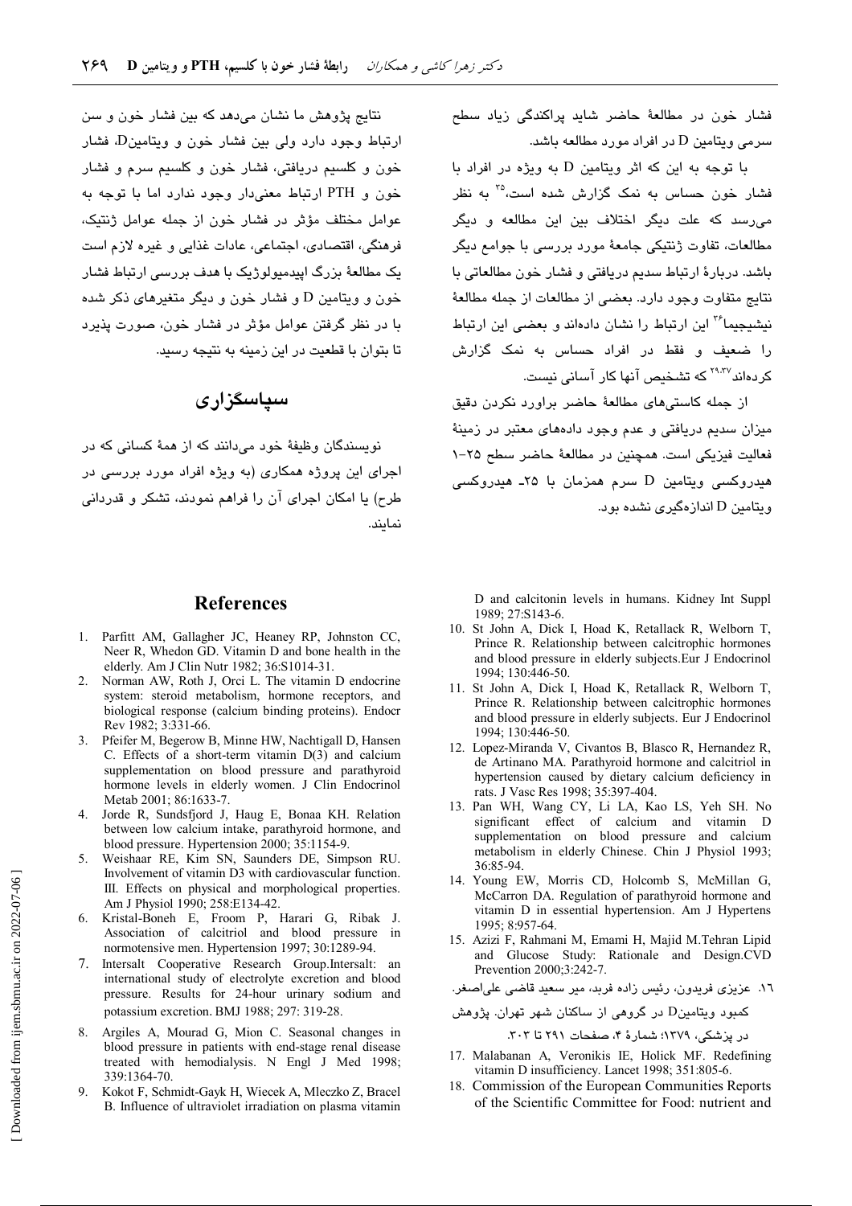فشار خون در مطالعهٔ حاضر شاید پراکندگی زیاد سطح سرمی ویتامین D در افراد مورد مطالعه باشد.

با توجه به این که اثر ویتامین D به ویژه در افراد با فشار خون حساس به نمک گزارش شده است،[۳۵] به نظر می‌رسد که علت دیگر اختلاف بین این مطالعه و دیگر مطالعات، تفاوت ژنتیکی جامعهٔ مورد بررسی با جوامع دیگر باشد. دربارهٔ ارتباط سدیم دریافتی و فشار خون مطالعاتی با نتایج متفاوت وجود دارد. بعضی از مطالعات از جمله مطالعهٔ نیشیجیما[۳۶] این ارتباط را نشان داده‌اند و بعضی این ارتباط را ضعیف و فقط در افراد حساس به نمک گزارش کرده‌اند[۲۹،۳۷] که تشخیص آنها کار آسانی نیست.

از جمله کاستی‌های مطالعهٔ حاضر براورد نکردن دقیق میزان سدیم دریافتی و عدم وجود داده‌های معتبر در زمینهٔ فعالیت فیزیکی است. همچنین در مطالعهٔ حاضر سطح ۲۵-۱ هیدروکسی ویتامین D سرم همزمان با ۲۵- هیدروکسی ویتامین D اندازه‌گیری نشده بود.

نتایج پژوهش ما نشان می‌دهد که بین فشار خون و سن ارتباط وجود دارد ولی بین فشار خون و ویتامینD، فشار خون و کلسیم دریافتی، فشار خون و کلسیم سرم و فشار خون و PTH ارتباط معنی‌دار وجود ندارد اما با توجه به عوامل مختلف مؤثر در فشار خون از جمله عوامل ژنتیک، فرهنگی، اقتصادی، اجتماعی، عادات غذایی و غیره لازم است یک مطالعهٔ بزرگ اپیدمیولوژیک با هدف بررسی ارتباط فشار خون و ویتامین D و فشار خون و دیگر متغیرهای ذکر شده با در نظر گرفتن عوامل مؤثر در فشار خون، صورت پذیرد تا بتوان با قطعیت در این زمینه به نتیجه رسید.

## سپاسگزاری

نویسندگان وظیفهٔ خود می‌دانند که از همهٔ کسانی که در اجرای این پروژه همکاری (به ویژه افراد مورد بررسی در طرح) یا امکان اجرای آن را فراهم نمودند، تشکر و قدردانی نمایند.

## References

1. Parfitt AM, Gallagher JC, Heaney RP, Johnston CC, Neer R, Whedon GD. Vitamin D and bone health in the elderly. Am J Clin Nutr 1982; 36:S1014-31.
2. Norman AW, Roth J, Orci L. The vitamin D endocrine system: steroid metabolism, hormone receptors, and biological response (calcium binding proteins). Endocr Rev 1982; 3:331-66.
3. Pfeifer M, Begerow B, Minne HW, Nachtigall D, Hansen C. Effects of a short-term vitamin D(3) and calcium supplementation on blood pressure and parathyroid hormone levels in elderly women. J Clin Endocrinol Metab 2001; 86:1633-7.
4. Jorde R, Sundsfjord J, Haug E, Bonaa KH. Relation between low calcium intake, parathyroid hormone, and blood pressure. Hypertension 2000; 35:1154-9.
5. Weishaar RE, Kim SN, Saunders DE, Simpson RU. Involvement of vitamin D3 with cardiovascular function. III. Effects on physical and morphological properties. Am J Physiol 1990; 258:E134-42.
6. Kristal-Boneh E, Froom P, Harari G, Ribak J. Association of calcitriol and blood pressure in normotensive men. Hypertension 1997; 30:1289-94.
7. Intersalt Cooperative Research Group.Intersalt: an international study of electrolyte excretion and blood pressure. Results for 24-hour urinary sodium and potassium excretion. BMJ 1988; 297: 319-28.
8. Argiles A, Mourad G, Mion C. Seasonal changes in blood pressure in patients with end-stage renal disease treated with hemodialysis. N Engl J Med 1998; 339:1364-70.
9. Kokot F, Schmidt-Gayk H, Wiecek A, Mleczko Z, Bracel B. Influence of ultraviolet irradiation on plasma vitamin D and calcitonin levels in humans. Kidney Int Suppl 1989; 27:S143-6.
10. St John A, Dick I, Hoad K, Retallack R, Welborn T, Prince R. Relationship between calcitrophic hormones and blood pressure in elderly subjects.Eur J Endocrinol 1994; 130:446-50.
11. St John A, Dick I, Hoad K, Retallack R, Welborn T, Prince R. Relationship between calcitrophic hormones and blood pressure in elderly subjects. Eur J Endocrinol 1994; 130:446-50.
12. Lopez-Miranda V, Civantos B, Blasco R, Hernandez R, de Artinano MA. Parathyroid hormone and calcitriol in hypertension caused by dietary calcium deficiency in rats. J Vasc Res 1998; 35:397-404.
13. Pan WH, Wang CY, Li LA, Kao LS, Yeh SH. No significant effect of calcium and vitamin D supplementation on blood pressure and calcium metabolism in elderly Chinese. Chin J Physiol 1993; 36:85-94.
14. Young EW, Morris CD, Holcomb S, McMillan G, McCarron DA. Regulation of parathyroid hormone and vitamin D in essential hypertension. Am J Hypertens 1995; 8:957-64.
15. Azizi F, Rahmani M, Emami H, Majid M.Tehran Lipid and Glucose Study: Rationale and Design.CVD Prevention 2000;3:242-7.
16. عزیزی فریدون، رئیس زاده فرید، میر سعید قاضی علی‌اصغر. کمبود ویتامینD در گروهی از ساکنان شهر تهران. پژوهش در پزشکی، ۱۳۷۹؛ شمارهٔ ۴، صفحات ۲۹۱ تا ۳۰۳.
17. Malabanan A, Veronikis IE, Holick MF. Redefining vitamin D insufficiency. Lancet 1998; 351:805-6.
18. Commission of the European Communities Reports of the Scientific Committee for Food: nutrient and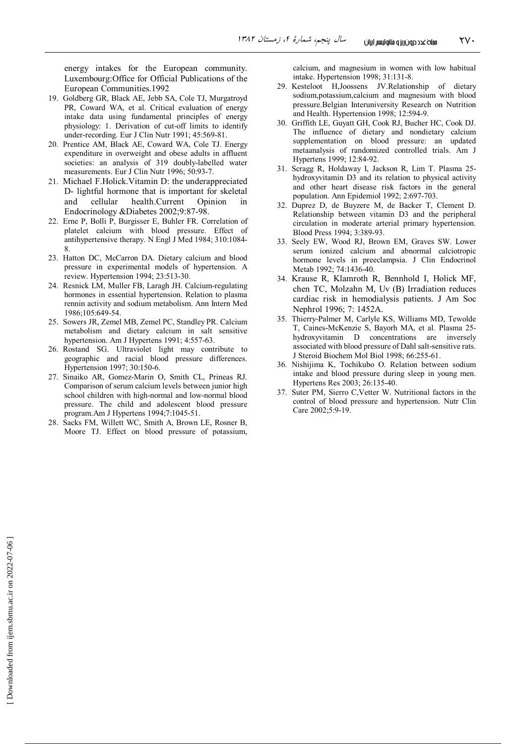energy intakes for the European community. Luxembourg:Office for Official Publications of the European Communities.1992

19. Goldberg GR, Black AE, Jebb SA, Cole TJ, Murgatroyd PR, Coward WA, et al. Critical evaluation of energy intake data using fundamental principles of energy physiology: 1. Derivation of cut-off limits to identify under-recording. Eur J Clin Nutr 1991; 45:569-81.
20. Prentice AM, Black AE, Coward WA, Cole TJ. Energy expenditure in overweight and obese adults in affluent societies: an analysis of 319 doubly-labelled water measurements. Eur J Clin Nutr 1996; 50:93-7.
21. Michael F.Holick.Vitamin D: the underappreciated D- lightful hormone that is important for skeletal and cellular health.Current Opinion in Endocrinology &Diabetes 2002;9:87-98.
22. Erne P, Bolli P, Burgisser E, Buhler FR. Correlation of platelet calcium with blood pressure. Effect of antihypertensive therapy. N Engl J Med 1984; 310:1084-8.
23. Hatton DC, McCarron DA. Dietary calcium and blood pressure in experimental models of hypertension. A review. Hypertension 1994; 23:513-30.
24. Resnick LM, Muller FB, Laragh JH. Calcium-regulating hormones in essential hypertension. Relation to plasma rennin activity and sodium metabolism. Ann Intern Med 1986;105:649-54.
25. Sowers JR, Zemel MB, Zemel PC, Standley PR. Calcium metabolism and dietary calcium in salt sensitive hypertension. Am J Hypertens 1991; 4:557-63.
26. Rostand SG. Ultraviolet light may contribute to geographic and racial blood pressure differences. Hypertension 1997; 30:150-6.
27. Sinaiko AR, Gomez-Marin O, Smith CL, Prineas RJ. Comparison of serum calcium levels between junior high school children with high-normal and low-normal blood pressure. The child and adolescent blood pressure program.Am J Hypertens 1994;7:1045-51.
28. Sacks FM, Willett WC, Smith A, Brown LE, Rosner B, Moore TJ. Effect on blood pressure of potassium, calcium, and magnesium in women with low habitual intake. Hypertension 1998; 31:131-8.
29. Kesteloot H,Joossens JV.Relationship of dietary sodium,potassium,calcium and magnesium with blood pressure.Belgian Interuniversity Research on Nutrition and Health. Hypertension 1998; 12:594-9.
30. Griffith LE, Guyatt GH, Cook RJ, Bucher HC, Cook DJ. The influence of dietary and nondietary calcium supplementation on blood pressure: an updated metaanalysis of randomized controlled trials. Am J Hypertens 1999; 12:84-92.
31. Scragg R, Holdaway I, Jackson R, Lim T. Plasma 25-hydroxyvitamin D3 and its relation to physical activity and other heart disease risk factors in the general population. Ann Epidemiol 1992; 2:697-703.
32. Duprez D, de Buyzere M, de Backer T, Clement D. Relationship between vitamin D3 and the peripheral circulation in moderate arterial primary hypertension. Blood Press 1994; 3:389-93.
33. Seely EW, Wood RJ, Brown EM, Graves SW. Lower serum ionized calcium and abnormal calciotropic hormone levels in preeclampsia. J Clin Endocrinol Metab 1992; 74:1436-40.
34. Krause R, Klamroth R, Bennhold I, Holick MF, chen TC, Molzahn M, Uv (B) Irradiation reduces cardiac risk in hemodialysis patients. J Am Soc Nephrol 1996; 7: 1452A.
35. Thierry-Palmer M, Carlyle KS, Williams MD, Tewolde T, Caines-McKenzie S, Bayorh MA, et al. Plasma 25-hydroxyvitamin D concentrations are inversely associated with blood pressure of Dahl salt-sensitive rats. J Steroid Biochem Mol Biol 1998; 66:255-61.
36. Nishijima K, Tochikubo O. Relation between sodium intake and blood pressure during sleep in young men. Hypertens Res 2003; 26:135-40.
37. Suter PM, Sierro C,Vetter W. Nutritional factors in the control of blood pressure and hypertension. Nutr Clin Care 2002;5:9-19.